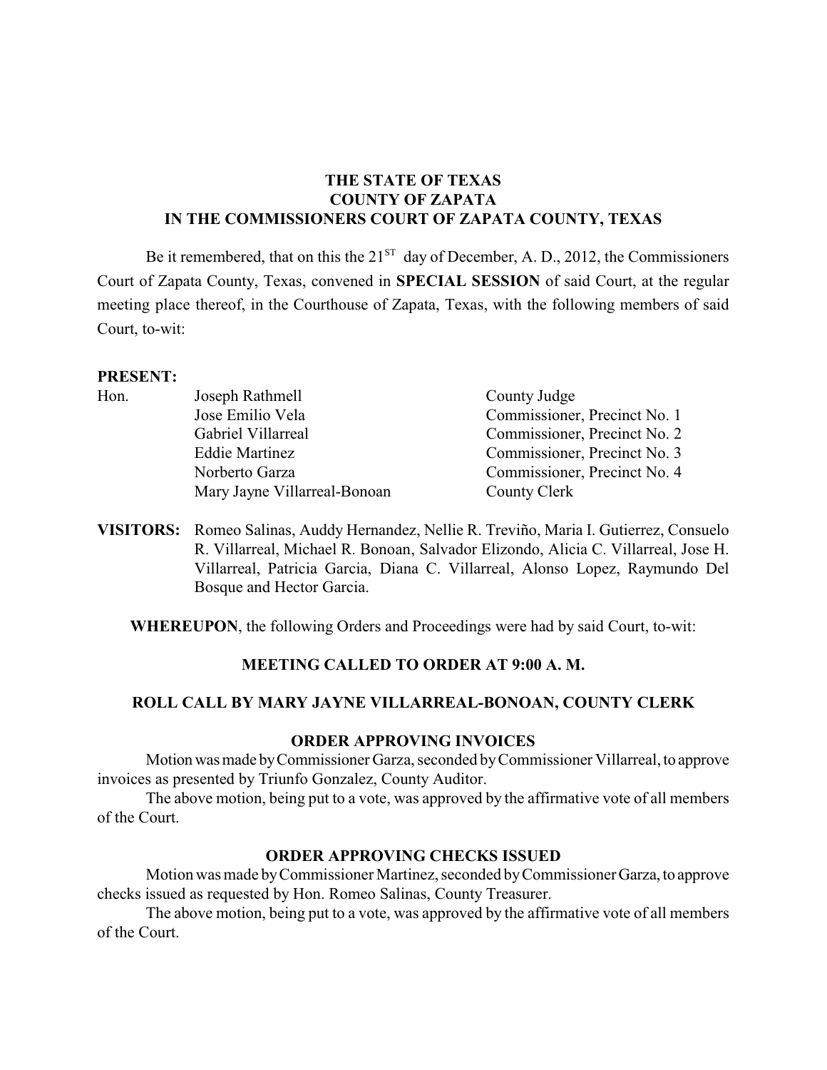**THE STATE OF TEXAS**
**COUNTY OF ZAPATA**
**IN THE COMMISSIONERS COURT OF ZAPATA COUNTY, TEXAS**

Be it remembered, that on this the 21[ST] day of December, A. D., 2012, the Commissioners Court of Zapata County, Texas, convened in **SPECIAL SESSION** of said Court, at the regular meeting place thereof, in the Courthouse of Zapata, Texas, with the following members of said Court, to-wit:

**PRESENT:**

| | | |
|---|---|---|
| Hon. | Joseph Rathmell | County Judge |
| | Jose Emilio Vela | Commissioner, Precinct No. 1 |
| | Gabriel Villarreal | Commissioner, Precinct No. 2 |
| | Eddie Martinez | Commissioner, Precinct No. 3 |
| | Norberto Garza | Commissioner, Precinct No. 4 |
| | Mary Jayne Villarreal-Bonoan | County Clerk |

**VISITORS:** Romeo Salinas, Auddy Hernandez, Nellie R. Treviño, Maria I. Gutierrez, Consuelo R. Villarreal, Michael R. Bonoan, Salvador Elizondo, Alicia C. Villarreal, Jose H. Villarreal, Patricia Garcia, Diana C. Villarreal, Alonso Lopez, Raymundo Del Bosque and Hector Garcia.

**WHEREUPON**, the following Orders and Proceedings were had by said Court, to-wit:

**MEETING CALLED TO ORDER AT 9:00 A. M.**

**ROLL CALL BY MARY JAYNE VILLARREAL-BONOAN, COUNTY CLERK**

**ORDER APPROVING INVOICES**

Motion was made by Commissioner Garza, seconded by Commissioner Villarreal, to approve invoices as presented by Triunfo Gonzalez, County Auditor.

The above motion, being put to a vote, was approved by the affirmative vote of all members of the Court.

**ORDER APPROVING CHECKS ISSUED**

Motion was made by Commissioner Martinez, seconded by Commissioner Garza, to approve checks issued as requested by Hon. Romeo Salinas, County Treasurer.

The above motion, being put to a vote, was approved by the affirmative vote of all members of the Court.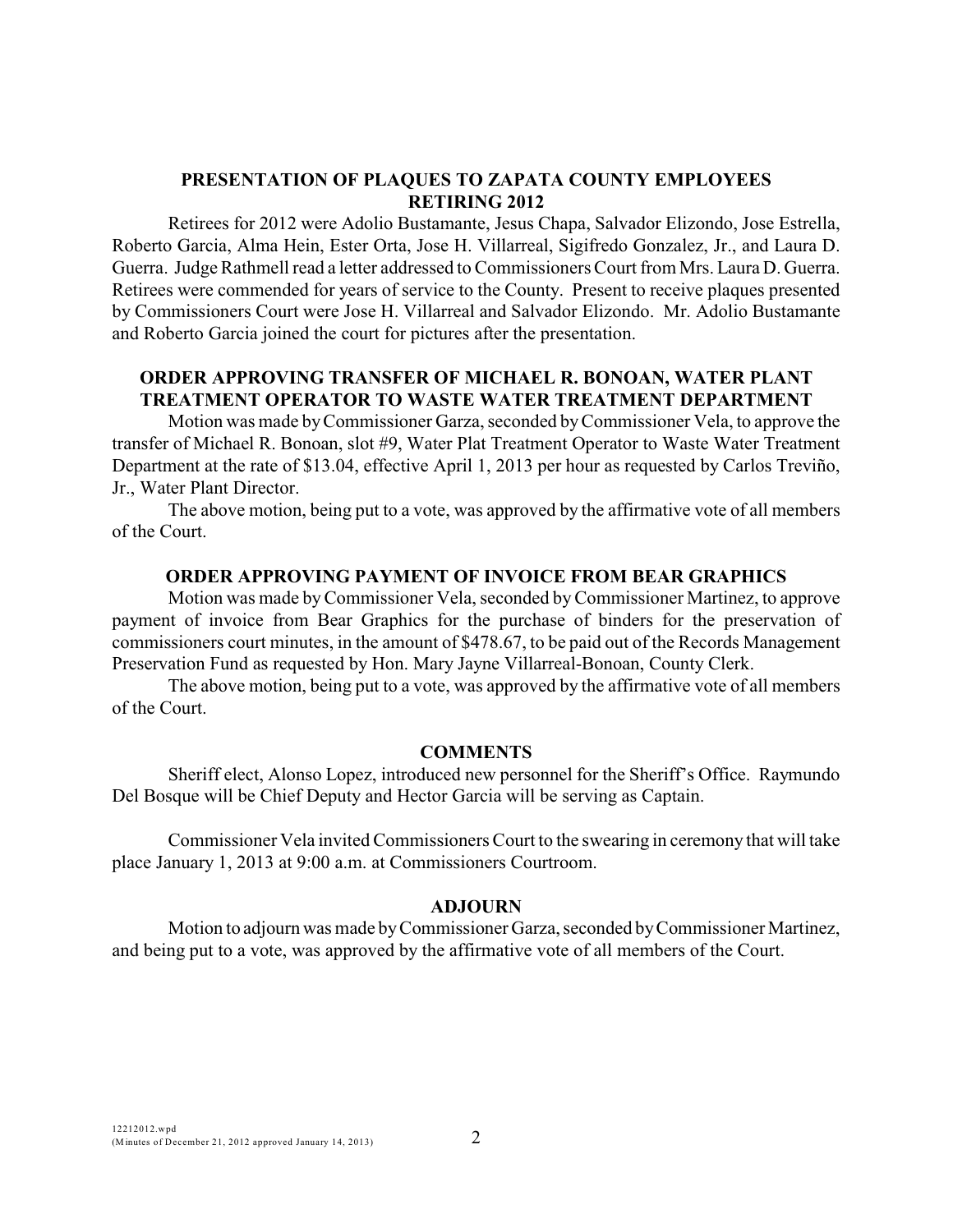## PRESENTATION OF PLAQUES TO ZAPATA COUNTY EMPLOYEES RETIRING 2012

Retirees for 2012 were Adolio Bustamante, Jesus Chapa, Salvador Elizondo, Jose Estrella, Roberto Garcia, Alma Hein, Ester Orta, Jose H. Villarreal, Sigifredo Gonzalez, Jr., and Laura D. Guerra. Judge Rathmell read a letter addressed to Commissioners Court from Mrs. Laura D. Guerra. Retirees were commended for years of service to the County. Present to receive plaques presented by Commissioners Court were Jose H. Villarreal and Salvador Elizondo. Mr. Adolio Bustamante and Roberto Garcia joined the court for pictures after the presentation.

## ORDER APPROVING TRANSFER OF MICHAEL R. BONOAN, WATER PLANT TREATMENT OPERATOR TO WASTE WATER TREATMENT DEPARTMENT

Motion was made by Commissioner Garza, seconded by Commissioner Vela, to approve the transfer of Michael R. Bonoan, slot #9, Water Plat Treatment Operator to Waste Water Treatment Department at the rate of $13.04, effective April 1, 2013 per hour as requested by Carlos Treviño, Jr., Water Plant Director.

The above motion, being put to a vote, was approved by the affirmative vote of all members of the Court.

## ORDER APPROVING PAYMENT OF INVOICE FROM BEAR GRAPHICS

Motion was made by Commissioner Vela, seconded by Commissioner Martinez, to approve payment of invoice from Bear Graphics for the purchase of binders for the preservation of commissioners court minutes, in the amount of $478.67, to be paid out of the Records Management Preservation Fund as requested by Hon. Mary Jayne Villarreal-Bonoan, County Clerk.

The above motion, being put to a vote, was approved by the affirmative vote of all members of the Court.

## COMMENTS

Sheriff elect, Alonso Lopez, introduced new personnel for the Sheriff's Office. Raymundo Del Bosque will be Chief Deputy and Hector Garcia will be serving as Captain.

Commissioner Vela invited Commissioners Court to the swearing in ceremony that will take place January 1, 2013 at 9:00 a.m. at Commissioners Courtroom.

## ADJOURN

Motion to adjourn was made by Commissioner Garza, seconded by Commissioner Martinez, and being put to a vote, was approved by the affirmative vote of all members of the Court.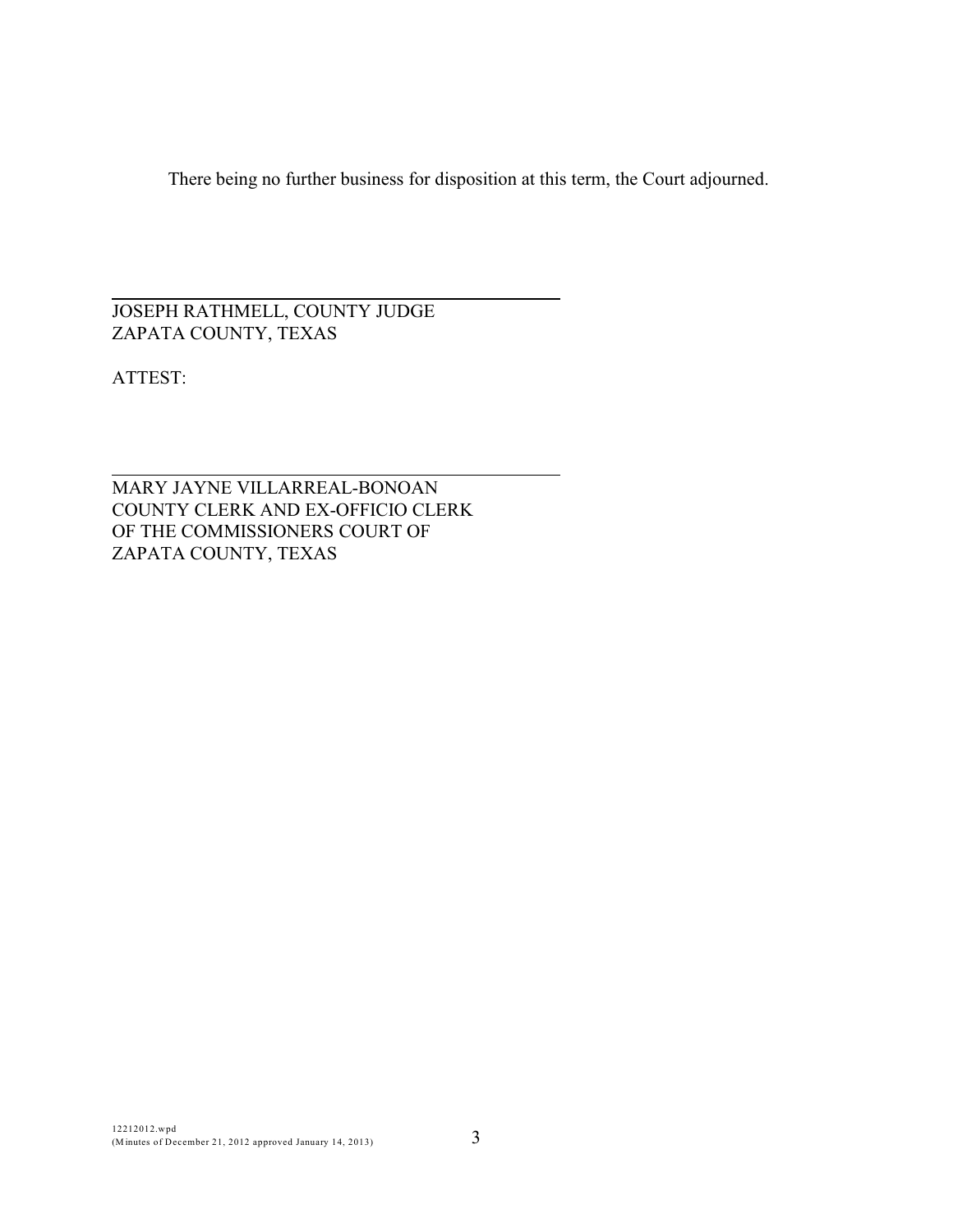There being no further business for disposition at this term, the Court adjourned.

\_\_\_\_\_\_\_\_\_\_\_\_\_\_\_\_\_\_\_\_\_\_\_\_\_\_\_\_\_\_\_\_\_\_\_\_\_\_\_\_

JOSEPH RATHMELL, COUNTY JUDGE
ZAPATA COUNTY, TEXAS

ATTEST:

\_\_\_\_\_\_\_\_\_\_\_\_\_\_\_\_\_\_\_\_\_\_\_\_\_\_\_\_\_\_\_\_\_\_\_\_\_\_\_\_

MARY JAYNE VILLARREAL-BONOAN
COUNTY CLERK AND EX-OFFICIO CLERK
OF THE COMMISSIONERS COURT OF
ZAPATA COUNTY, TEXAS

12212012.wpd
(Minutes of December 21, 2012 approved January 14, 2013)